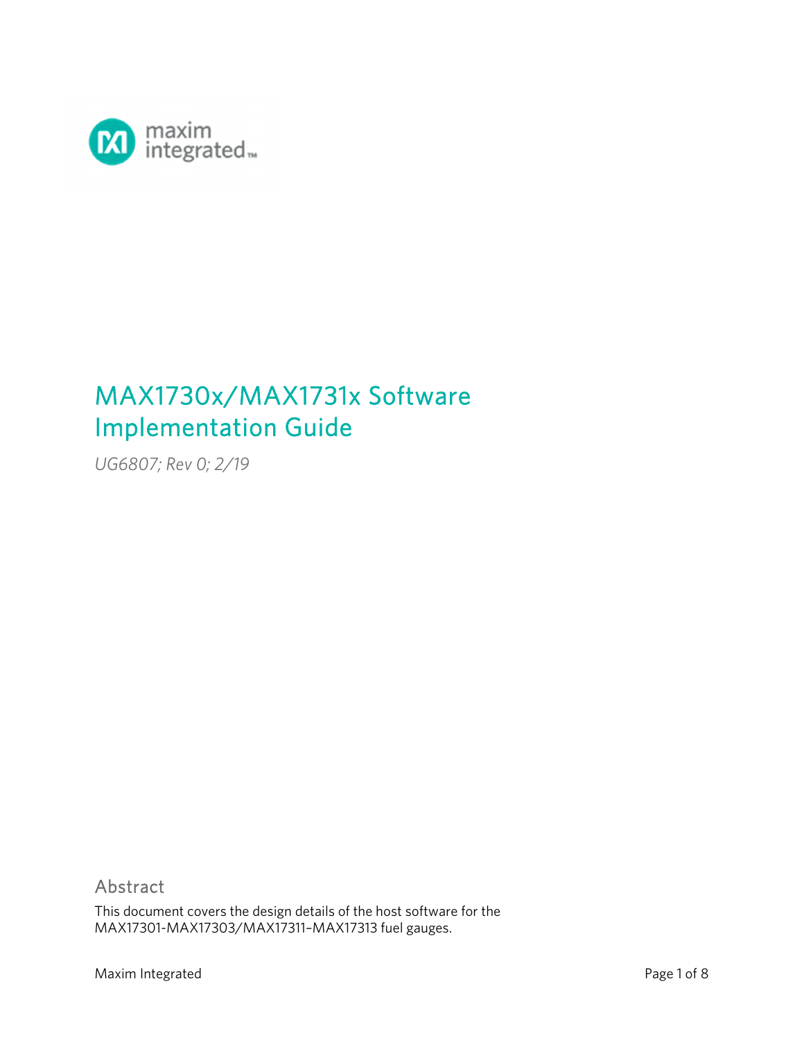maxim integrated™

# MAX1730x/MAX1731x Software Implementation Guide

*UG6807; Rev 0; 2/19*

## Abstract

This document covers the design details of the host software for the MAX17301-MAX17303/MAX17311–MAX17313 fuel gauges.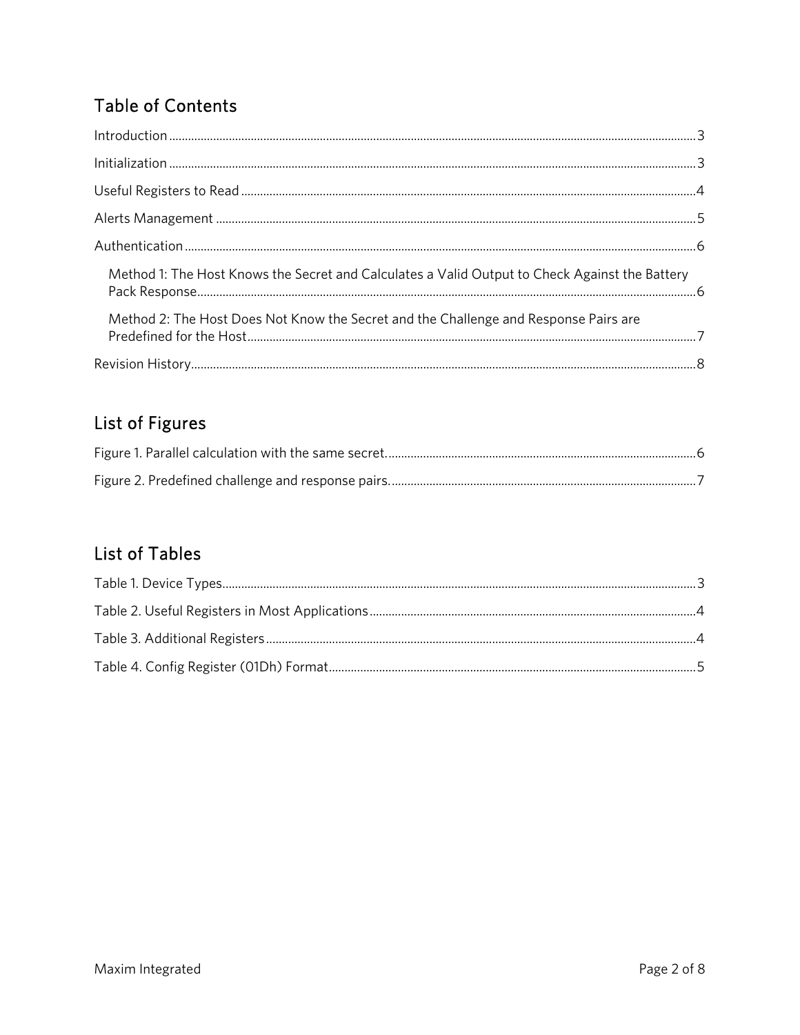## Table of Contents

Introduction ........ 3

Initialization ........ 3

Useful Registers to Read ........ 4

Alerts Management ........ 5

Authentication ........ 6

- Method 1: The Host Knows the Secret and Calculates a Valid Output to Check Against the Battery Pack Response ........ 6
- Method 2: The Host Does Not Know the Secret and the Challenge and Response Pairs are Predefined for the Host ........ 7

Revision History ........ 8

## List of Figures

Figure 1. Parallel calculation with the same secret. ........ 6

Figure 2. Predefined challenge and response pairs. ........ 7

## List of Tables

Table 1. Device Types ........ 3

Table 2. Useful Registers in Most Applications ........ 4

Table 3. Additional Registers ........ 4

Table 4. Config Register (01Dh) Format ........ 5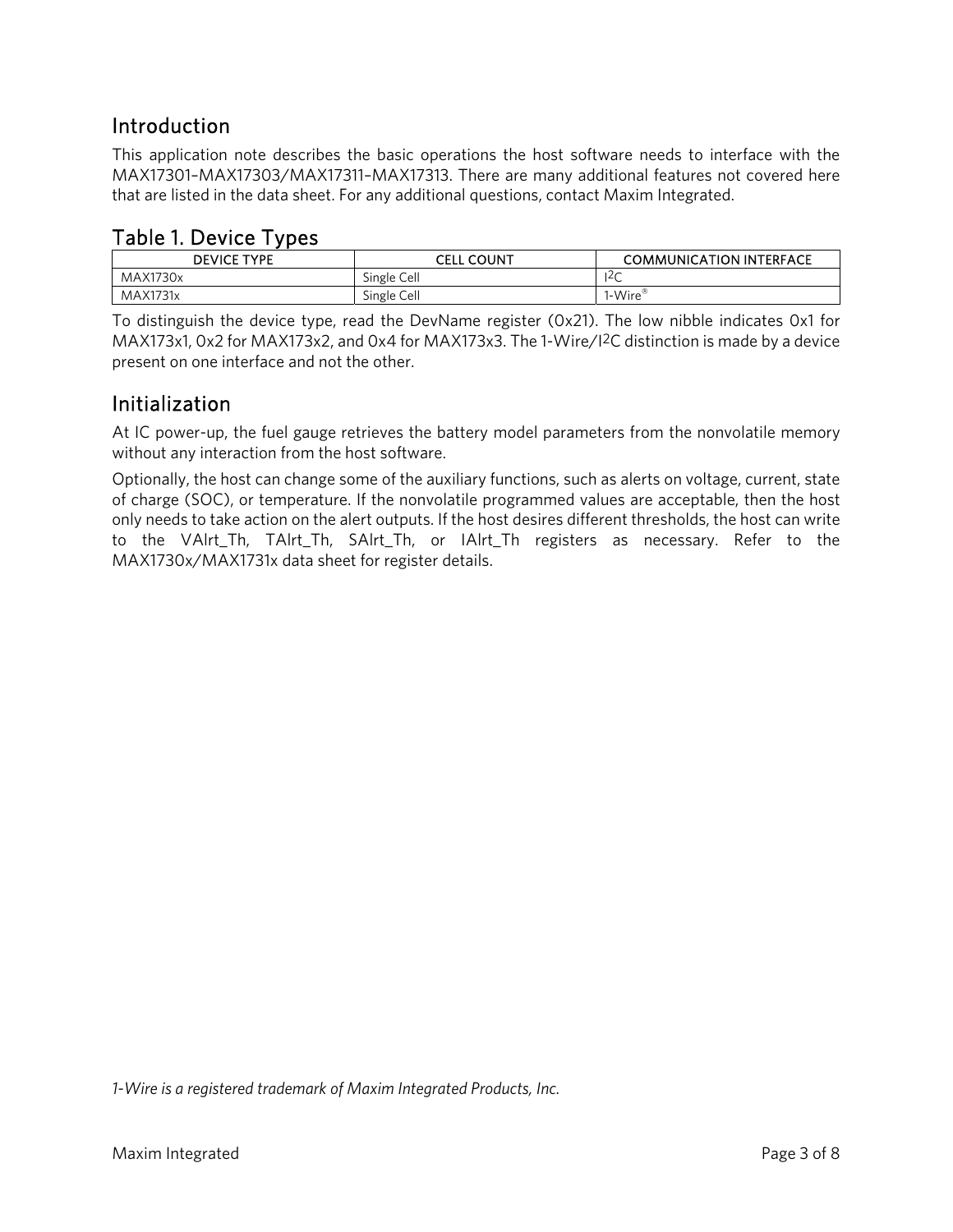## Introduction

This application note describes the basic operations the host software needs to interface with the MAX17301–MAX17303/MAX17311–MAX17313. There are many additional features not covered here that are listed in the data sheet. For any additional questions, contact Maxim Integrated.

## Table 1. Device Types

| DEVICE TYPE | CELL COUNT | COMMUNICATION INTERFACE |
|---|---|---|
| MAX1730x | Single Cell | I2C |
| MAX1731x | Single Cell | 1-Wire® |

To distinguish the device type, read the DevName register (0x21). The low nibble indicates 0x1 for MAX173x1, 0x2 for MAX173x2, and 0x4 for MAX173x3. The 1-Wire/I2C distinction is made by a device present on one interface and not the other.

## Initialization

At IC power-up, the fuel gauge retrieves the battery model parameters from the nonvolatile memory without any interaction from the host software.

Optionally, the host can change some of the auxiliary functions, such as alerts on voltage, current, state of charge (SOC), or temperature. If the nonvolatile programmed values are acceptable, then the host only needs to take action on the alert outputs. If the host desires different thresholds, the host can write to the VAlrt_Th, TAlrt_Th, SAlrt_Th, or IAlrt_Th registers as necessary. Refer to the MAX1730x/MAX1731x data sheet for register details.

*1-Wire is a registered trademark of Maxim Integrated Products, Inc.*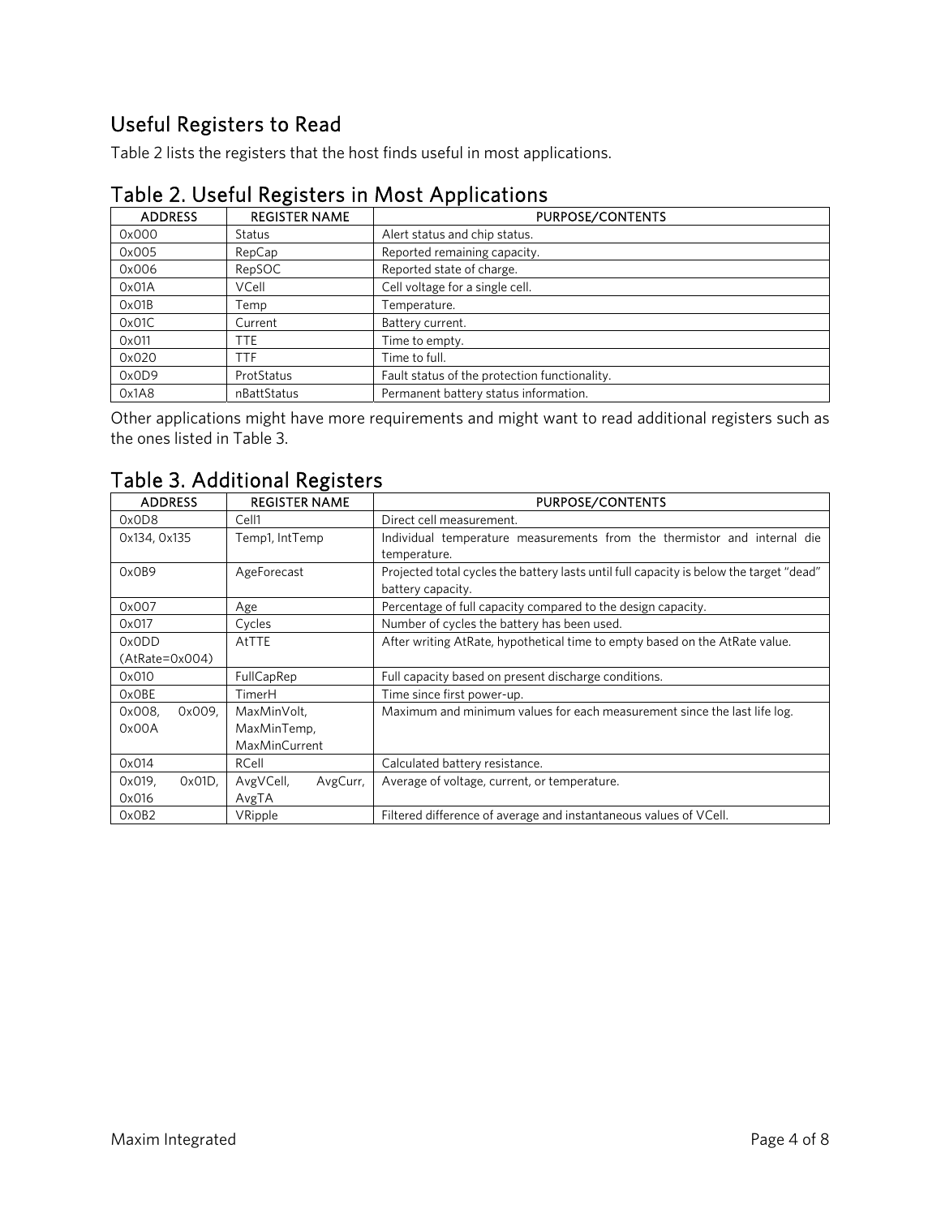## Useful Registers to Read

Table 2 lists the registers that the host finds useful in most applications.

### Table 2. Useful Registers in Most Applications

| ADDRESS | REGISTER NAME | PURPOSE/CONTENTS |
|---|---|---|
| 0x000 | Status | Alert status and chip status. |
| 0x005 | RepCap | Reported remaining capacity. |
| 0x006 | RepSOC | Reported state of charge. |
| 0x01A | VCell | Cell voltage for a single cell. |
| 0x01B | Temp | Temperature. |
| 0x01C | Current | Battery current. |
| 0x011 | TTE | Time to empty. |
| 0x020 | TTF | Time to full. |
| 0x0D9 | ProtStatus | Fault status of the protection functionality. |
| 0x1A8 | nBattStatus | Permanent battery status information. |

Other applications might have more requirements and might want to read additional registers such as the ones listed in Table 3.

### Table 3. Additional Registers

| ADDRESS | REGISTER NAME | PURPOSE/CONTENTS |
|---|---|---|
| 0x0D8 | Cell1 | Direct cell measurement. |
| 0x134, 0x135 | Temp1, IntTemp | Individual temperature measurements from the thermistor and internal die temperature. |
| 0x0B9 | AgeForecast | Projected total cycles the battery lasts until full capacity is below the target "dead" battery capacity. |
| 0x007 | Age | Percentage of full capacity compared to the design capacity. |
| 0x017 | Cycles | Number of cycles the battery has been used. |
| 0x0DD (AtRate=0x004) | AtTTE | After writing AtRate, hypothetical time to empty based on the AtRate value. |
| 0x010 | FullCapRep | Full capacity based on present discharge conditions. |
| 0x0BE | TimerH | Time since first power-up. |
| 0x008, 0x009, 0x00A | MaxMinVolt, MaxMinTemp, MaxMinCurrent | Maximum and minimum values for each measurement since the last life log. |
| 0x014 | RCell | Calculated battery resistance. |
| 0x019, 0x01D, 0x016 | AvgVCell, AvgCurr, AvgTA | Average of voltage, current, or temperature. |
| 0x0B2 | VRipple | Filtered difference of average and instantaneous values of VCell. |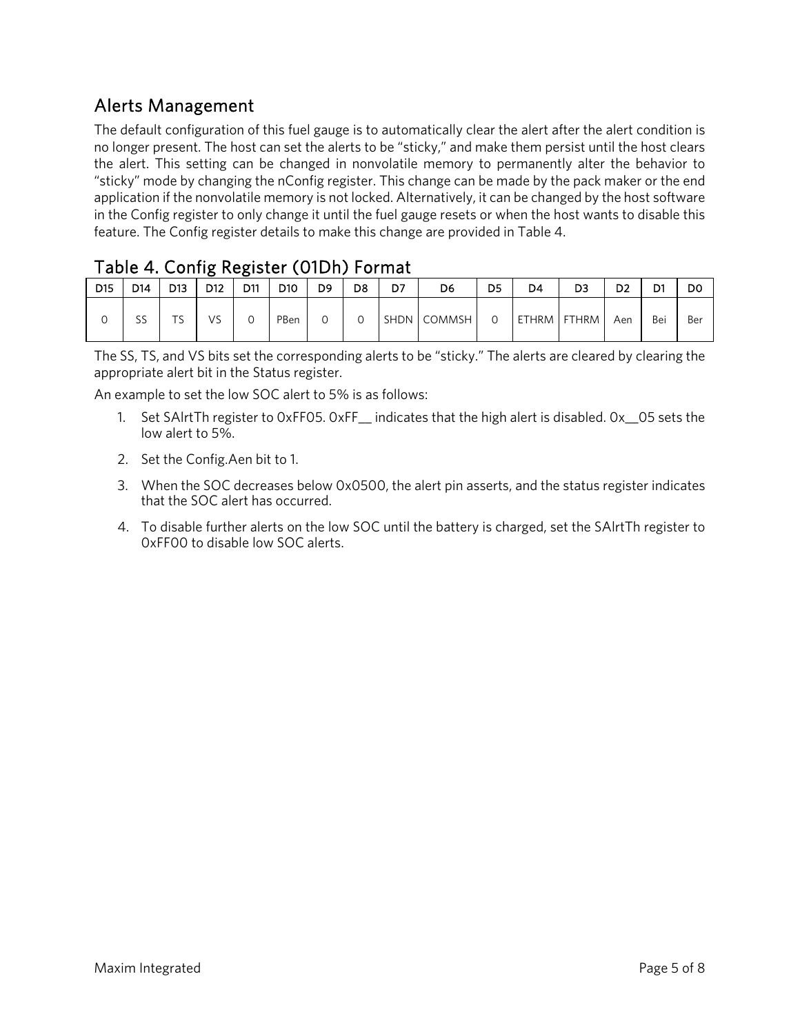## Alerts Management

The default configuration of this fuel gauge is to automatically clear the alert after the alert condition is no longer present. The host can set the alerts to be "sticky," and make them persist until the host clears the alert. This setting can be changed in nonvolatile memory to permanently alter the behavior to "sticky" mode by changing the nConfig register. This change can be made by the pack maker or the end application if the nonvolatile memory is not locked. Alternatively, it can be changed by the host software in the Config register to only change it until the fuel gauge resets or when the host wants to disable this feature. The Config register details to make this change are provided in Table 4.

## Table 4. Config Register (01Dh) Format

| D15 | D14 | D13 | D12 | D11 | D10 | D9 | D8 | D7 | D6 | D5 | D4 | D3 | D2 | D1 | D0 |
|---|---|---|---|---|---|---|---|---|---|---|---|---|---|---|---|
| 0 | SS | TS | VS | 0 | PBen | 0 | 0 | SHDN | COMMSH | 0 | ETHRM | FTHRM | Aen | Bei | Ber |

The SS, TS, and VS bits set the corresponding alerts to be "sticky." The alerts are cleared by clearing the appropriate alert bit in the Status register.

An example to set the low SOC alert to 5% is as follows:

1. Set SAlrtTh register to 0xFF05. 0xFF__ indicates that the high alert is disabled. 0x__05 sets the low alert to 5%.
2. Set the Config.Aen bit to 1.
3. When the SOC decreases below 0x0500, the alert pin asserts, and the status register indicates that the SOC alert has occurred.
4. To disable further alerts on the low SOC until the battery is charged, set the SAlrtTh register to 0xFF00 to disable low SOC alerts.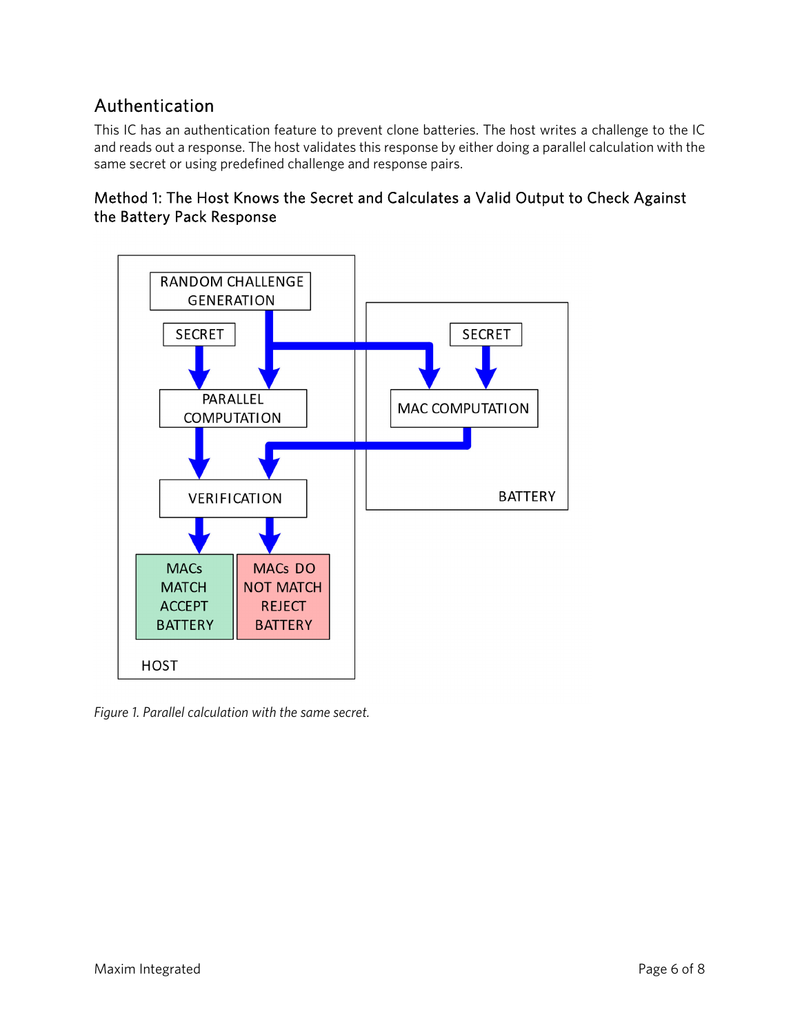## Authentication

This IC has an authentication feature to prevent clone batteries. The host writes a challenge to the IC and reads out a response. The host validates this response by either doing a parallel calculation with the same secret or using predefined challenge and response pairs.

### Method 1: The Host Knows the Secret and Calculates a Valid Output to Check Against the Battery Pack Response

RANDOM CHALLENGE GENERATION

SECRET

PARALLEL COMPUTATION

VERIFICATION

MACs MATCH ACCEPT BATTERY

MACs DO NOT MATCH REJECT BATTERY

HOST

SECRET

MAC COMPUTATION

BATTERY

*Figure 1. Parallel calculation with the same secret.*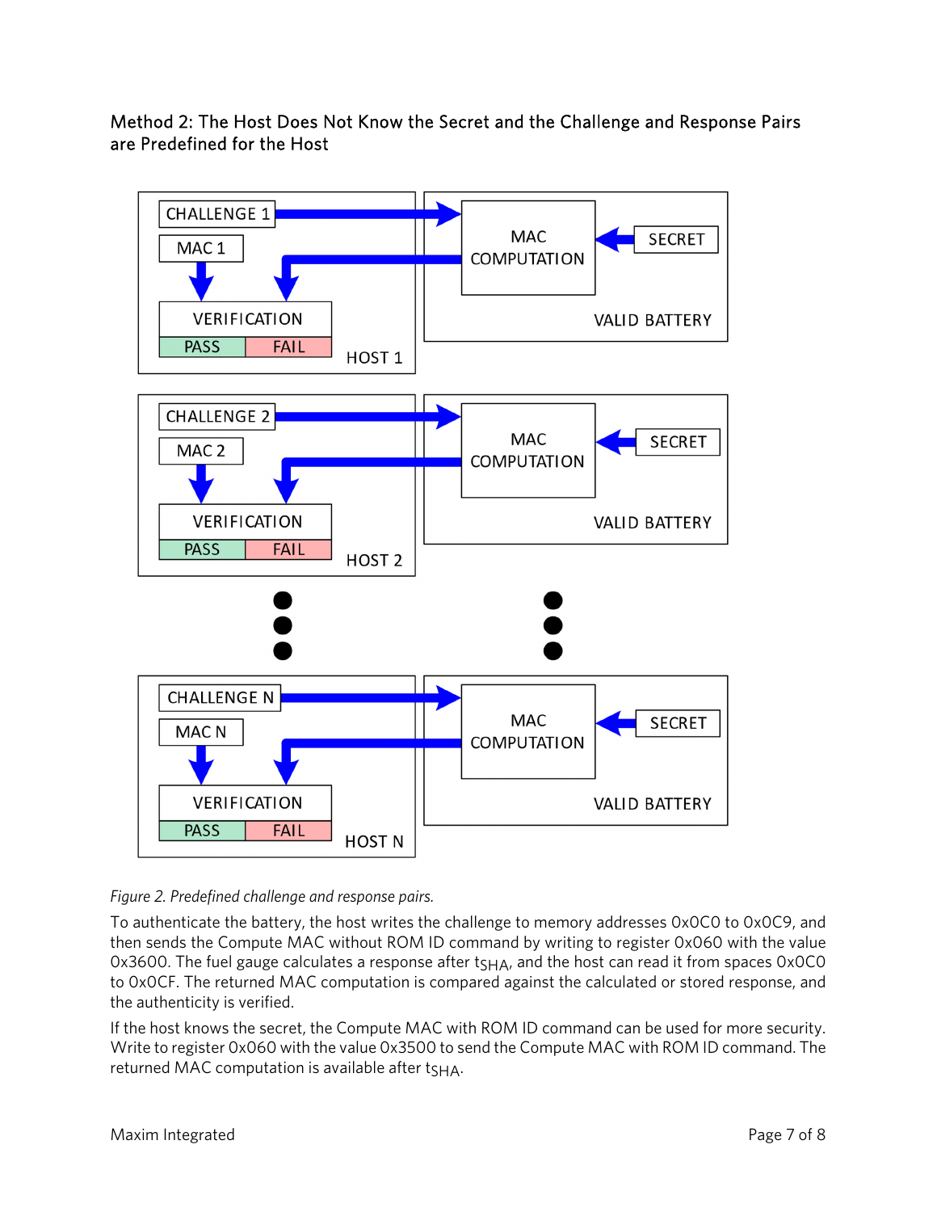### Method 2: The Host Does Not Know the Secret and the Challenge and Response Pairs are Predefined for the Host

*Figure 2. Predefined challenge and response pairs.*

To authenticate the battery, the host writes the challenge to memory addresses 0x0C0 to 0x0C9, and then sends the Compute MAC without ROM ID command by writing to register 0x060 with the value 0x3600. The fuel gauge calculates a response after $t_{SHA}$, and the host can read it from spaces 0x0C0 to 0x0CF. The returned MAC computation is compared against the calculated or stored response, and the authenticity is verified.

If the host knows the secret, the Compute MAC with ROM ID command can be used for more security. Write to register 0x060 with the value 0x3500 to send the Compute MAC with ROM ID command. The returned MAC computation is available after $t_{SHA}$.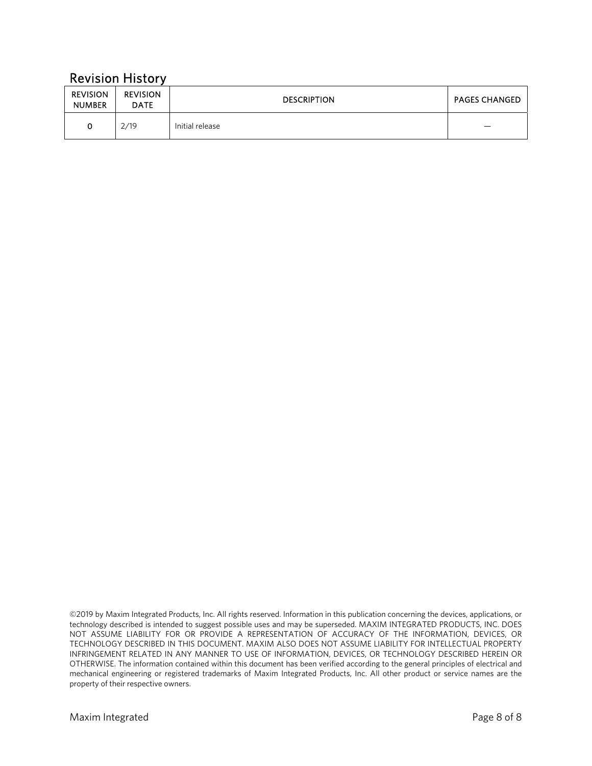## Revision History

| REVISION NUMBER | REVISION DATE | DESCRIPTION | PAGES CHANGED |
| --- | --- | --- | --- |
| 0 | 2/19 | Initial release | — |

©2019 by Maxim Integrated Products, Inc. All rights reserved. Information in this publication concerning the devices, applications, or technology described is intended to suggest possible uses and may be superseded. MAXIM INTEGRATED PRODUCTS, INC. DOES NOT ASSUME LIABILITY FOR OR PROVIDE A REPRESENTATION OF ACCURACY OF THE INFORMATION, DEVICES, OR TECHNOLOGY DESCRIBED IN THIS DOCUMENT. MAXIM ALSO DOES NOT ASSUME LIABILITY FOR INTELLECTUAL PROPERTY INFRINGEMENT RELATED IN ANY MANNER TO USE OF INFORMATION, DEVICES, OR TECHNOLOGY DESCRIBED HEREIN OR OTHERWISE. The information contained within this document has been verified according to the general principles of electrical and mechanical engineering or registered trademarks of Maxim Integrated Products, Inc. All other product or service names are the property of their respective owners.